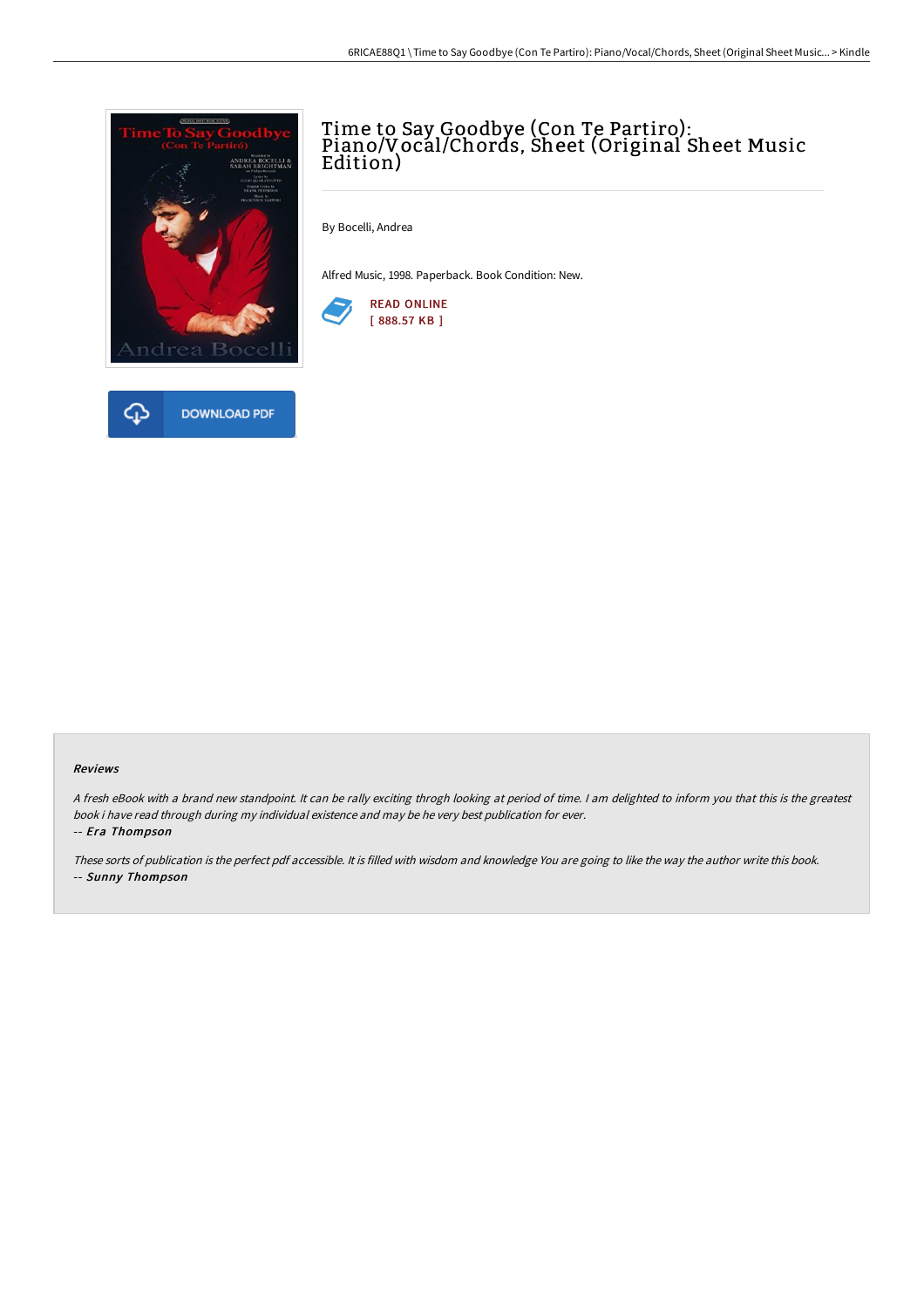# Time to Say Goodbye (Con Te Partiro): Piano/Vocal/Chords, Sheet (Original Sheet Music Edition)

By Bocelli, Andrea

Alfred Music, 1998. Paperback. Book Condition: New.

READ ONLINE
[ 888.57 KB ]

DOWNLOAD PDF

### Reviews

*A fresh eBook with a brand new standpoint. It can be rally exciting throgh looking at period of time. I am delighted to inform you that this is the greatest book i have read through during my individual existence and may be he very best publication for ever.*

-- *Era Thompson*

*These sorts of publication is the perfect pdf accessible. It is filled with wisdom and knowledge You are going to like the way the author write this book.*

-- *Sunny Thompson*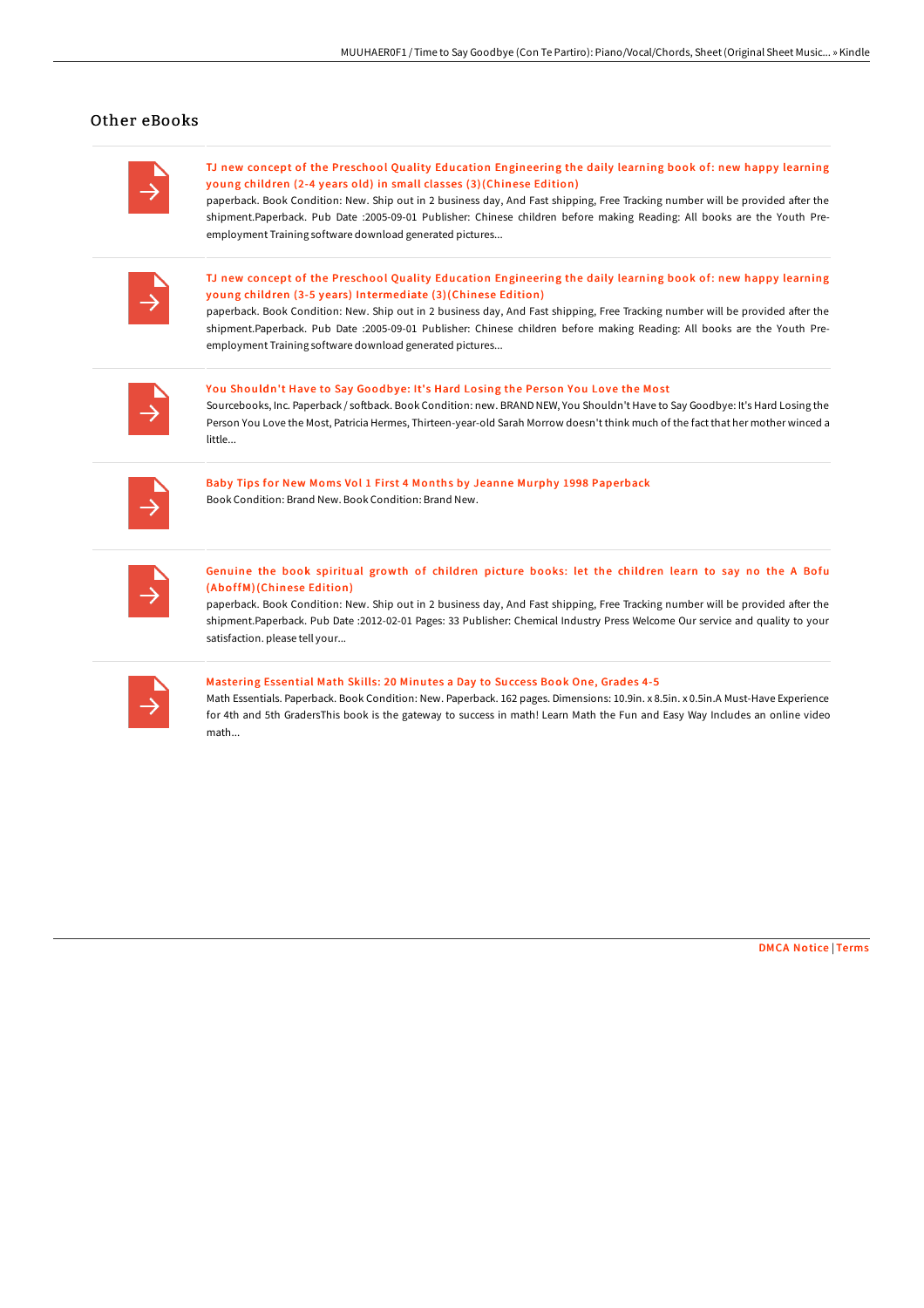## Other eBooks

**TJ new concept of the Preschool Quality Education Engineering the daily learning book of: new happy learning young children (2-4 years old) in small classes (3)(Chinese Edition)**

paperback. Book Condition: New. Ship out in 2 business day, And Fast shipping, Free Tracking number will be provided after the shipment.Paperback. Pub Date :2005-09-01 Publisher: Chinese children before making Reading: All books are the Youth Pre-employment Training software download generated pictures...

**TJ new concept of the Preschool Quality Education Engineering the daily learning book of: new happy learning young children (3-5 years) Intermediate (3)(Chinese Edition)**

paperback. Book Condition: New. Ship out in 2 business day, And Fast shipping, Free Tracking number will be provided after the shipment.Paperback. Pub Date :2005-09-01 Publisher: Chinese children before making Reading: All books are the Youth Pre-employment Training software download generated pictures...

**You Shouldn't Have to Say Goodbye: It's Hard Losing the Person You Love the Most**

Sourcebooks, Inc. Paperback / softback. Book Condition: new. BRAND NEW, You Shouldn't Have to Say Goodbye: It's Hard Losing the Person You Love the Most, Patricia Hermes, Thirteen-year-old Sarah Morrow doesn't think much of the fact that her mother winced a little...

**Baby Tips for New Moms Vol 1 First 4 Months by Jeanne Murphy 1998 Paperback**

Book Condition: Brand New. Book Condition: Brand New.

**Genuine the book spiritual growth of children picture books: let the children learn to say no the A Bofu (AboffM)(Chinese Edition)**

paperback. Book Condition: New. Ship out in 2 business day, And Fast shipping, Free Tracking number will be provided after the shipment.Paperback. Pub Date :2012-02-01 Pages: 33 Publisher: Chemical Industry Press Welcome Our service and quality to your satisfaction. please tell your...

**Mastering Essential Math Skills: 20 Minutes a Day to Success Book One, Grades 4-5**

Math Essentials. Paperback. Book Condition: New. Paperback. 162 pages. Dimensions: 10.9in. x 8.5in. x 0.5in.A Must-Have Experience for 4th and 5th GradersThis book is the gateway to success in math! Learn Math the Fun and Easy Way Includes an online video math...

DMCA Notice | Terms